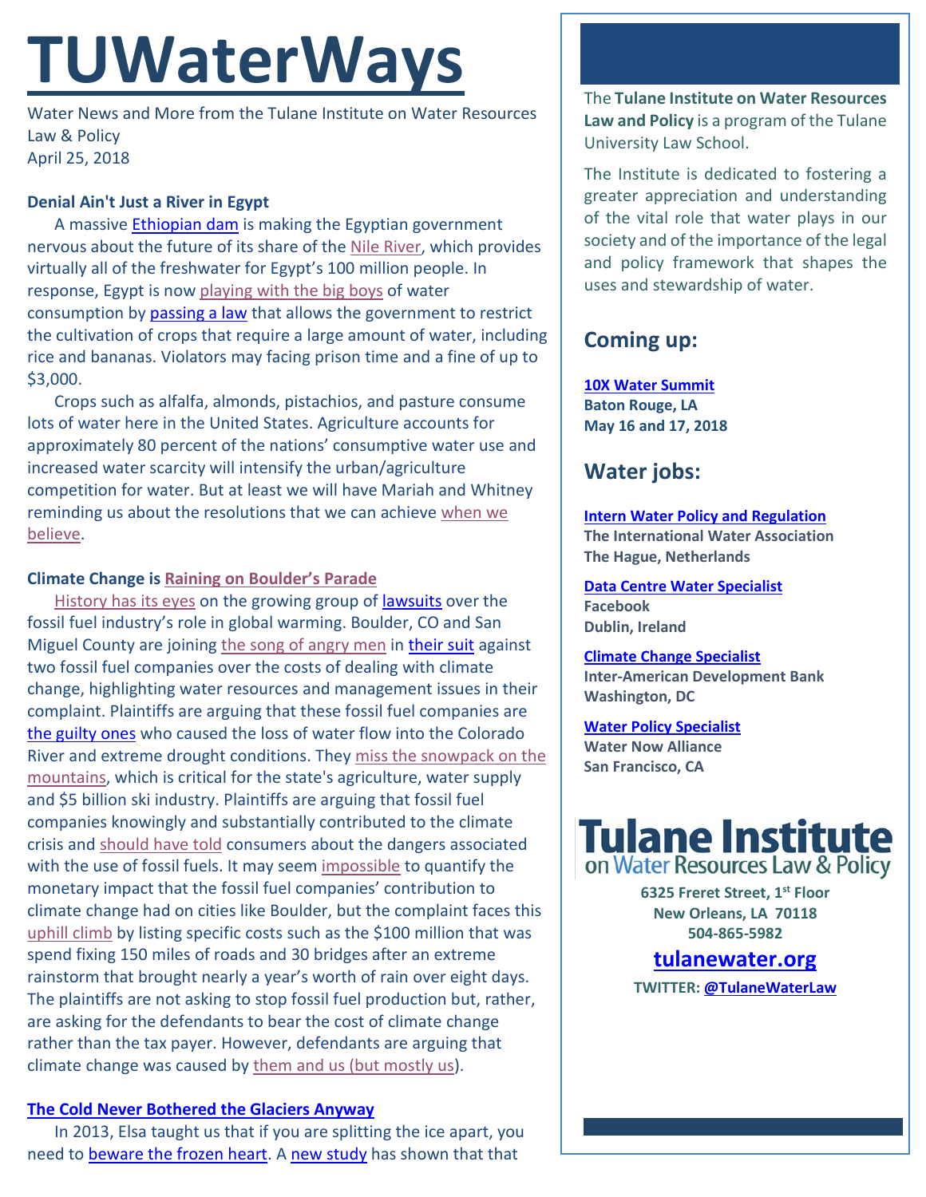# TUWaterWays

Water News and More from the Tulane Institute on Water Resources Law & Policy
April 25, 2018

**Denial Ain't Just a River in Egypt**

A massive Ethiopian dam is making the Egyptian government nervous about the future of its share of the Nile River, which provides virtually all of the freshwater for Egypt's 100 million people. In response, Egypt is now playing with the big boys of water consumption by passing a law that allows the government to restrict the cultivation of crops that require a large amount of water, including rice and bananas. Violators may facing prison time and a fine of up to $3,000.

Crops such as alfalfa, almonds, pistachios, and pasture consume lots of water here in the United States. Agriculture accounts for approximately 80 percent of the nations' consumptive water use and increased water scarcity will intensify the urban/agriculture competition for water. But at least we will have Mariah and Whitney reminding us about the resolutions that we can achieve when we believe.

**Climate Change is Raining on Boulder's Parade**

History has its eyes on the growing group of lawsuits over the fossil fuel industry's role in global warming. Boulder, CO and San Miguel County are joining the song of angry men in their suit against two fossil fuel companies over the costs of dealing with climate change, highlighting water resources and management issues in their complaint. Plaintiffs are arguing that these fossil fuel companies are the guilty ones who caused the loss of water flow into the Colorado River and extreme drought conditions. They miss the snowpack on the mountains, which is critical for the state's agriculture, water supply and $5 billion ski industry. Plaintiffs are arguing that fossil fuel companies knowingly and substantially contributed to the climate crisis and should have told consumers about the dangers associated with the use of fossil fuels. It may seem impossible to quantify the monetary impact that the fossil fuel companies' contribution to climate change had on cities like Boulder, but the complaint faces this uphill climb by listing specific costs such as the $100 million that was spend fixing 150 miles of roads and 30 bridges after an extreme rainstorm that brought nearly a year's worth of rain over eight days. The plaintiffs are not asking to stop fossil fuel production but, rather, are asking for the defendants to bear the cost of climate change rather than the tax payer. However, defendants are arguing that climate change was caused by them and us (but mostly us).

**The Cold Never Bothered the Glaciers Anyway**

In 2013, Elsa taught us that if you are splitting the ice apart, you need to beware the frozen heart. A new study has shown that that

---

The **Tulane Institute on Water Resources Law and Policy** is a program of the Tulane University Law School.

The Institute is dedicated to fostering a greater appreciation and understanding of the vital role that water plays in our society and of the importance of the legal and policy framework that shapes the uses and stewardship of water.

## Coming up:

**10X Water Summit**
**Baton Rouge, LA**
**May 16 and 17, 2018**

## Water jobs:

**Intern Water Policy and Regulation**
**The International Water Association**
**The Hague, Netherlands**

**Data Centre Water Specialist**
**Facebook**
**Dublin, Ireland**

**Climate Change Specialist**
**Inter-American Development Bank**
**Washington, DC**

**Water Policy Specialist**
**Water Now Alliance**
**San Francisco, CA**

**Tulane Institute on Water Resources Law & Policy**

**6325 Freret Street, 1st Floor**
**New Orleans, LA 70118**
**504-865-5982**

**tulanewater.org**

**TWITTER: @TulaneWaterLaw**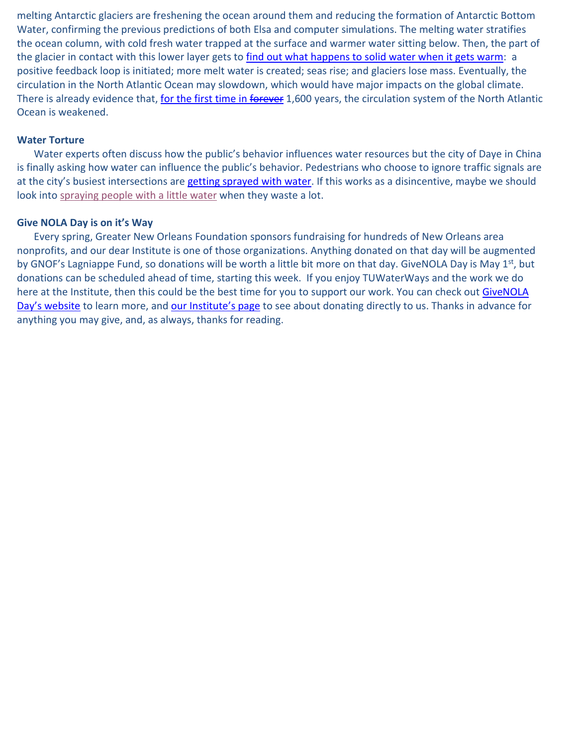melting Antarctic glaciers are freshening the ocean around them and reducing the formation of Antarctic Bottom Water, confirming the previous predictions of both Elsa and computer simulations. The melting water stratifies the ocean column, with cold fresh water trapped at the surface and warmer water sitting below. Then, the part of the glacier in contact with this lower layer gets to find out what happens to solid water when it gets warm: a positive feedback loop is initiated; more melt water is created; seas rise; and glaciers lose mass. Eventually, the circulation in the North Atlantic Ocean may slowdown, which would have major impacts on the global climate. There is already evidence that, for the first time in ~~forever~~ 1,600 years, the circulation system of the North Atlantic Ocean is weakened.

**Water Torture**

Water experts often discuss how the public's behavior influences water resources but the city of Daye in China is finally asking how water can influence the public's behavior. Pedestrians who choose to ignore traffic signals are at the city's busiest intersections are getting sprayed with water. If this works as a disincentive, maybe we should look into spraying people with a little water when they waste a lot.

**Give NOLA Day is on it's Way**

Every spring, Greater New Orleans Foundation sponsors fundraising for hundreds of New Orleans area nonprofits, and our dear Institute is one of those organizations. Anything donated on that day will be augmented by GNOF's Lagniappe Fund, so donations will be worth a little bit more on that day. GiveNOLA Day is May 1st, but donations can be scheduled ahead of time, starting this week. If you enjoy TUWaterWays and the work we do here at the Institute, then this could be the best time for you to support our work. You can check out GiveNOLA Day's website to learn more, and our Institute's page to see about donating directly to us. Thanks in advance for anything you may give, and, as always, thanks for reading.